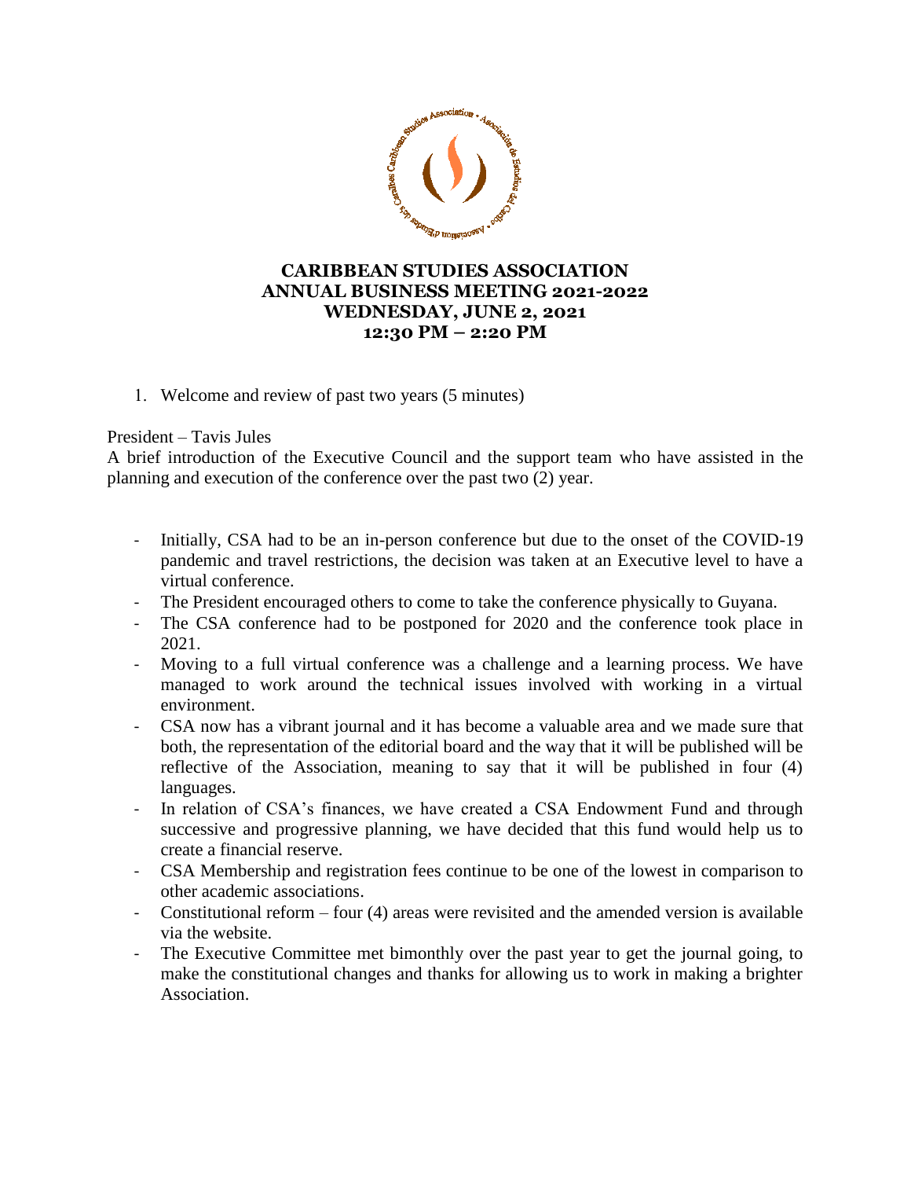# CARIBBEAN STUDIES ASSOCIATION
## ANNUAL BUSINESS MEETING 2021-2022
## WEDNESDAY, JUNE 2, 2021
## 12:30 PM – 2:20 PM

1. Welcome and review of past two years (5 minutes)

President – Tavis Jules

A brief introduction of the Executive Council and the support team who have assisted in the planning and execution of the conference over the past two (2) year.

- Initially, CSA had to be an in-person conference but due to the onset of the COVID-19 pandemic and travel restrictions, the decision was taken at an Executive level to have a virtual conference.
- The President encouraged others to come to take the conference physically to Guyana.
- The CSA conference had to be postponed for 2020 and the conference took place in 2021.
- Moving to a full virtual conference was a challenge and a learning process. We have managed to work around the technical issues involved with working in a virtual environment.
- CSA now has a vibrant journal and it has become a valuable area and we made sure that both, the representation of the editorial board and the way that it will be published will be reflective of the Association, meaning to say that it will be published in four (4) languages.
- In relation of CSA's finances, we have created a CSA Endowment Fund and through successive and progressive planning, we have decided that this fund would help us to create a financial reserve.
- CSA Membership and registration fees continue to be one of the lowest in comparison to other academic associations.
- Constitutional reform – four (4) areas were revisited and the amended version is available via the website.
- The Executive Committee met bimonthly over the past year to get the journal going, to make the constitutional changes and thanks for allowing us to work in making a brighter Association.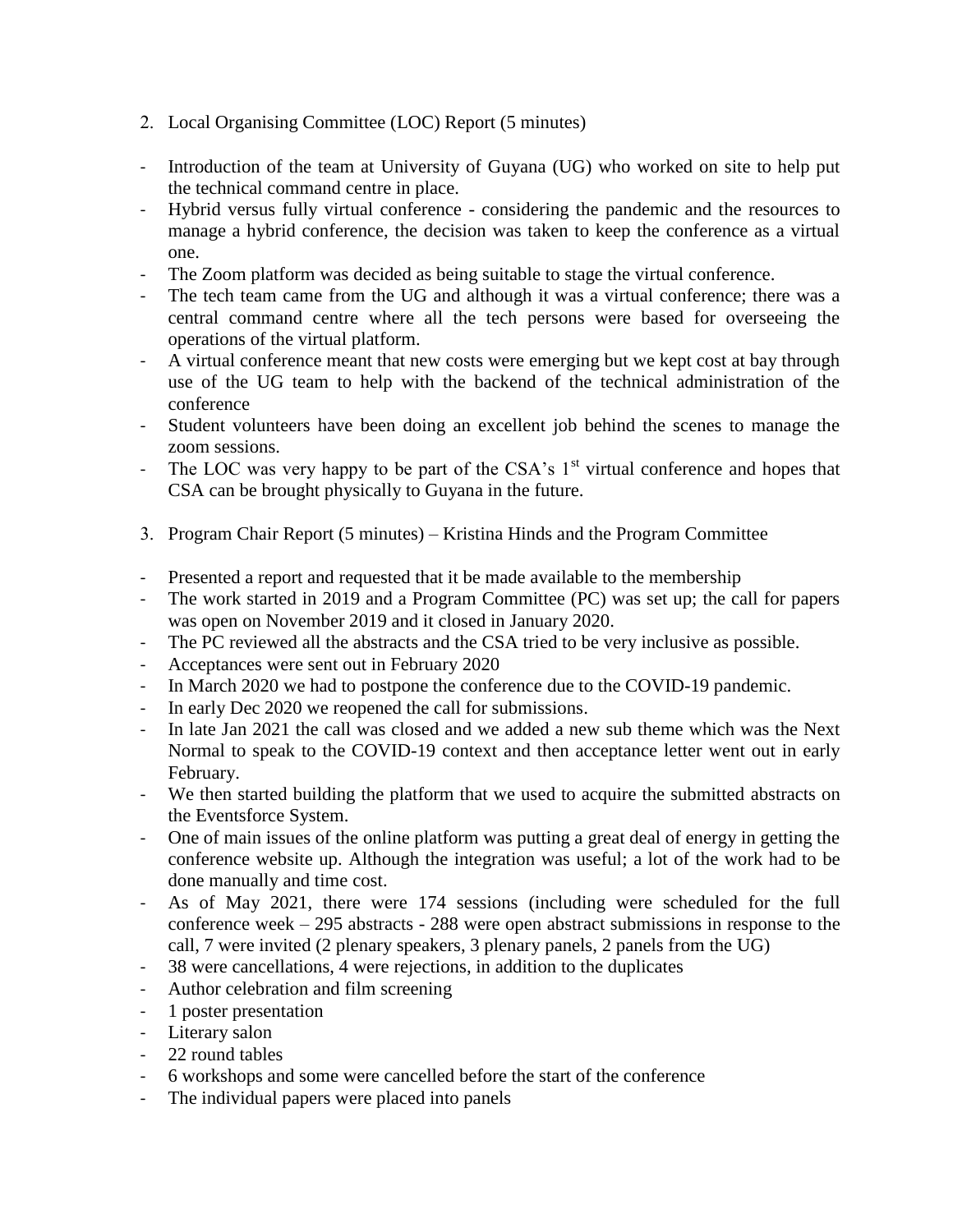2. Local Organising Committee (LOC) Report (5 minutes)

- Introduction of the team at University of Guyana (UG) who worked on site to help put the technical command centre in place.
- Hybrid versus fully virtual conference - considering the pandemic and the resources to manage a hybrid conference, the decision was taken to keep the conference as a virtual one.
- The Zoom platform was decided as being suitable to stage the virtual conference.
- The tech team came from the UG and although it was a virtual conference; there was a central command centre where all the tech persons were based for overseeing the operations of the virtual platform.
- A virtual conference meant that new costs were emerging but we kept cost at bay through use of the UG team to help with the backend of the technical administration of the conference
- Student volunteers have been doing an excellent job behind the scenes to manage the zoom sessions.
- The LOC was very happy to be part of the CSA's 1st virtual conference and hopes that CSA can be brought physically to Guyana in the future.

3. Program Chair Report (5 minutes) – Kristina Hinds and the Program Committee

- Presented a report and requested that it be made available to the membership
- The work started in 2019 and a Program Committee (PC) was set up; the call for papers was open on November 2019 and it closed in January 2020.
- The PC reviewed all the abstracts and the CSA tried to be very inclusive as possible.
- Acceptances were sent out in February 2020
- In March 2020 we had to postpone the conference due to the COVID-19 pandemic.
- In early Dec 2020 we reopened the call for submissions.
- In late Jan 2021 the call was closed and we added a new sub theme which was the Next Normal to speak to the COVID-19 context and then acceptance letter went out in early February.
- We then started building the platform that we used to acquire the submitted abstracts on the Eventsforce System.
- One of main issues of the online platform was putting a great deal of energy in getting the conference website up. Although the integration was useful; a lot of the work had to be done manually and time cost.
- As of May 2021, there were 174 sessions (including were scheduled for the full conference week – 295 abstracts - 288 were open abstract submissions in response to the call, 7 were invited (2 plenary speakers, 3 plenary panels, 2 panels from the UG)
- 38 were cancellations, 4 were rejections, in addition to the duplicates
- Author celebration and film screening
- 1 poster presentation
- Literary salon
- 22 round tables
- 6 workshops and some were cancelled before the start of the conference
- The individual papers were placed into panels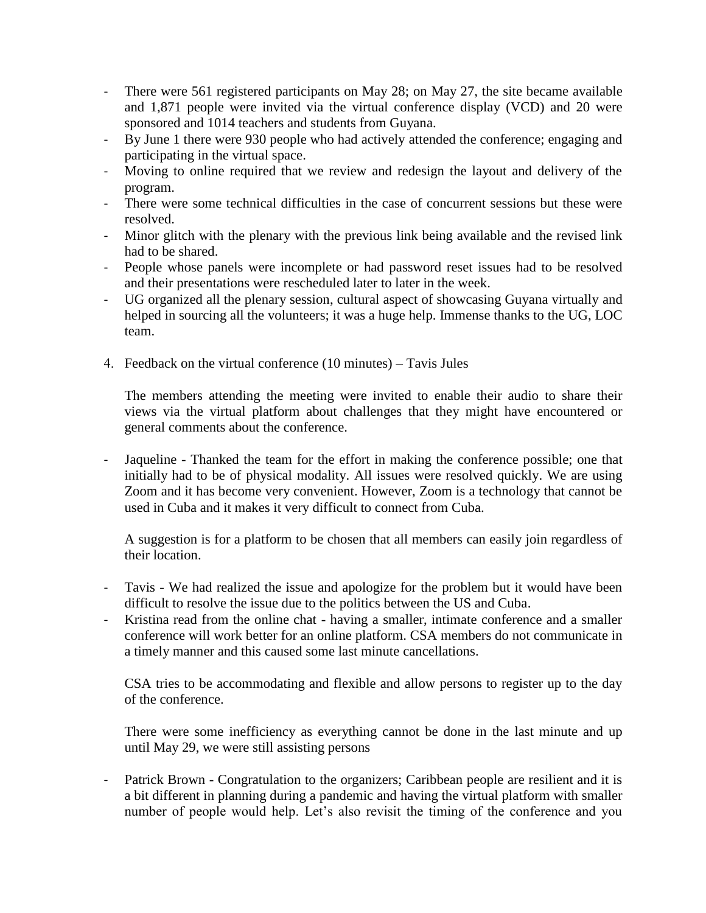- There were 561 registered participants on May 28; on May 27, the site became available and 1,871 people were invited via the virtual conference display (VCD) and 20 were sponsored and 1014 teachers and students from Guyana.
- By June 1 there were 930 people who had actively attended the conference; engaging and participating in the virtual space.
- Moving to online required that we review and redesign the layout and delivery of the program.
- There were some technical difficulties in the case of concurrent sessions but these were resolved.
- Minor glitch with the plenary with the previous link being available and the revised link had to be shared.
- People whose panels were incomplete or had password reset issues had to be resolved and their presentations were rescheduled later to later in the week.
- UG organized all the plenary session, cultural aspect of showcasing Guyana virtually and helped in sourcing all the volunteers; it was a huge help. Immense thanks to the UG, LOC team.

4. Feedback on the virtual conference (10 minutes) – Tavis Jules

   The members attending the meeting were invited to enable their audio to share their views via the virtual platform about challenges that they might have encountered or general comments about the conference.

- Jaqueline - Thanked the team for the effort in making the conference possible; one that initially had to be of physical modality. All issues were resolved quickly. We are using Zoom and it has become very convenient. However, Zoom is a technology that cannot be used in Cuba and it makes it very difficult to connect from Cuba.

  A suggestion is for a platform to be chosen that all members can easily join regardless of their location.

- Tavis - We had realized the issue and apologize for the problem but it would have been difficult to resolve the issue due to the politics between the US and Cuba.
- Kristina read from the online chat - having a smaller, intimate conference and a smaller conference will work better for an online platform. CSA members do not communicate in a timely manner and this caused some last minute cancellations.

  CSA tries to be accommodating and flexible and allow persons to register up to the day of the conference.

  There were some inefficiency as everything cannot be done in the last minute and up until May 29, we were still assisting persons

- Patrick Brown - Congratulation to the organizers; Caribbean people are resilient and it is a bit different in planning during a pandemic and having the virtual platform with smaller number of people would help. Let's also revisit the timing of the conference and you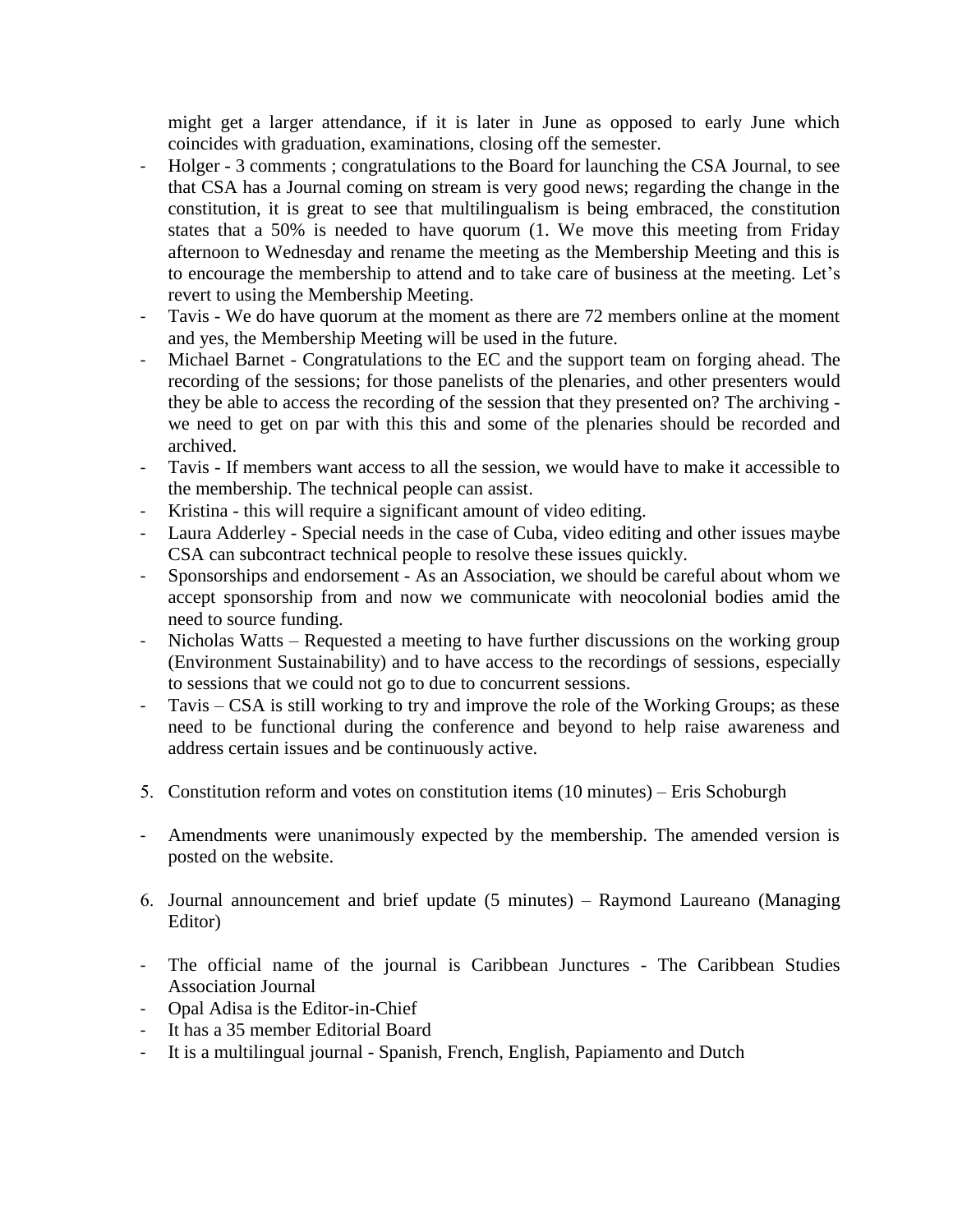might get a larger attendance, if it is later in June as opposed to early June which coincides with graduation, examinations, closing off the semester.

- Holger - 3 comments ; congratulations to the Board for launching the CSA Journal, to see that CSA has a Journal coming on stream is very good news; regarding the change in the constitution, it is great to see that multilingualism is being embraced, the constitution states that a 50% is needed to have quorum (1. We move this meeting from Friday afternoon to Wednesday and rename the meeting as the Membership Meeting and this is to encourage the membership to attend and to take care of business at the meeting. Let's revert to using the Membership Meeting.
- Tavis - We do have quorum at the moment as there are 72 members online at the moment and yes, the Membership Meeting will be used in the future.
- Michael Barnet - Congratulations to the EC and the support team on forging ahead. The recording of the sessions; for those panelists of the plenaries, and other presenters would they be able to access the recording of the session that they presented on? The archiving - we need to get on par with this this and some of the plenaries should be recorded and archived.
- Tavis - If members want access to all the session, we would have to make it accessible to the membership. The technical people can assist.
- Kristina - this will require a significant amount of video editing.
- Laura Adderley - Special needs in the case of Cuba, video editing and other issues maybe CSA can subcontract technical people to resolve these issues quickly.
- Sponsorships and endorsement - As an Association, we should be careful about whom we accept sponsorship from and now we communicate with neocolonial bodies amid the need to source funding.
- Nicholas Watts – Requested a meeting to have further discussions on the working group (Environment Sustainability) and to have access to the recordings of sessions, especially to sessions that we could not go to due to concurrent sessions.
- Tavis – CSA is still working to try and improve the role of the Working Groups; as these need to be functional during the conference and beyond to help raise awareness and address certain issues and be continuously active.

5. Constitution reform and votes on constitution items (10 minutes) – Eris Schoburgh

- Amendments were unanimously expected by the membership. The amended version is posted on the website.

6. Journal announcement and brief update (5 minutes) – Raymond Laureano (Managing Editor)

- The official name of the journal is Caribbean Junctures - The Caribbean Studies Association Journal
- Opal Adisa is the Editor-in-Chief
- It has a 35 member Editorial Board
- It is a multilingual journal - Spanish, French, English, Papiamento and Dutch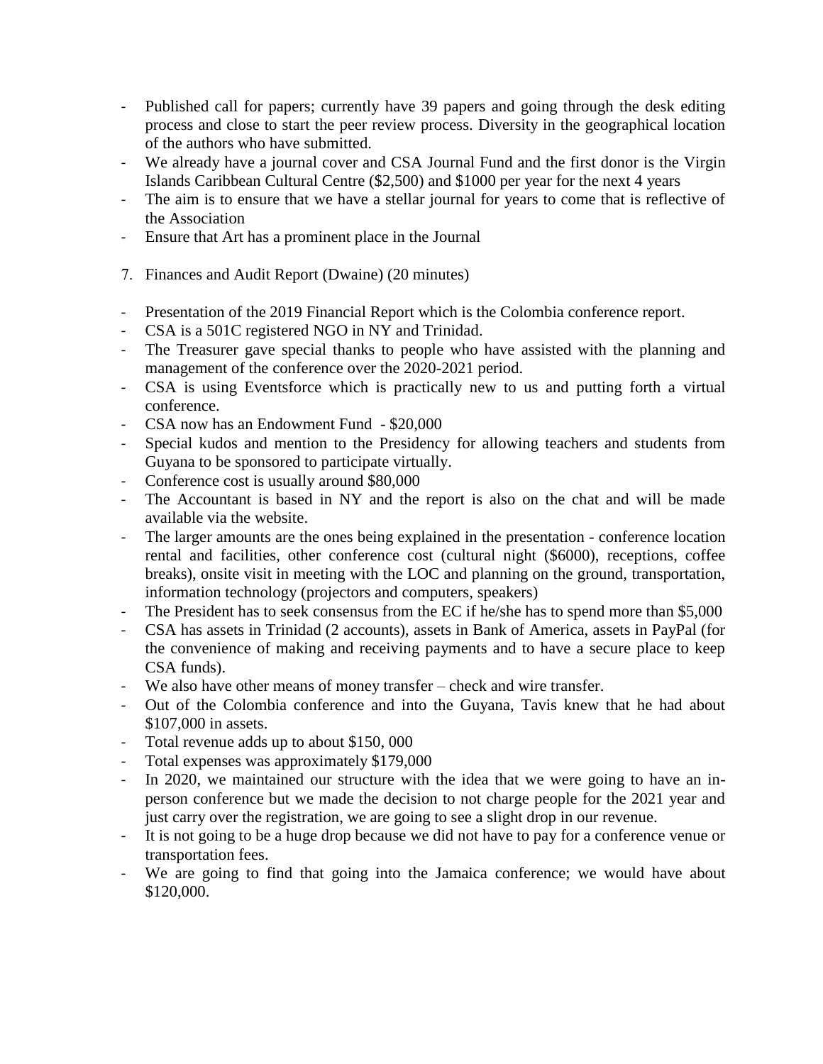- Published call for papers; currently have 39 papers and going through the desk editing process and close to start the peer review process. Diversity in the geographical location of the authors who have submitted.
- We already have a journal cover and CSA Journal Fund and the first donor is the Virgin Islands Caribbean Cultural Centre ($2,500) and $1000 per year for the next 4 years
- The aim is to ensure that we have a stellar journal for years to come that is reflective of the Association
- Ensure that Art has a prominent place in the Journal

7. Finances and Audit Report (Dwaine) (20 minutes)

- Presentation of the 2019 Financial Report which is the Colombia conference report.
- CSA is a 501C registered NGO in NY and Trinidad.
- The Treasurer gave special thanks to people who have assisted with the planning and management of the conference over the 2020-2021 period.
- CSA is using Eventsforce which is practically new to us and putting forth a virtual conference.
- CSA now has an Endowment Fund - $20,000
- Special kudos and mention to the Presidency for allowing teachers and students from Guyana to be sponsored to participate virtually.
- Conference cost is usually around $80,000
- The Accountant is based in NY and the report is also on the chat and will be made available via the website.
- The larger amounts are the ones being explained in the presentation - conference location rental and facilities, other conference cost (cultural night ($6000), receptions, coffee breaks), onsite visit in meeting with the LOC and planning on the ground, transportation, information technology (projectors and computers, speakers)
- The President has to seek consensus from the EC if he/she has to spend more than $5,000
- CSA has assets in Trinidad (2 accounts), assets in Bank of America, assets in PayPal (for the convenience of making and receiving payments and to have a secure place to keep CSA funds).
- We also have other means of money transfer – check and wire transfer.
- Out of the Colombia conference and into the Guyana, Tavis knew that he had about $107,000 in assets.
- Total revenue adds up to about $150, 000
- Total expenses was approximately $179,000
- In 2020, we maintained our structure with the idea that we were going to have an in-person conference but we made the decision to not charge people for the 2021 year and just carry over the registration, we are going to see a slight drop in our revenue.
- It is not going to be a huge drop because we did not have to pay for a conference venue or transportation fees.
- We are going to find that going into the Jamaica conference; we would have about $120,000.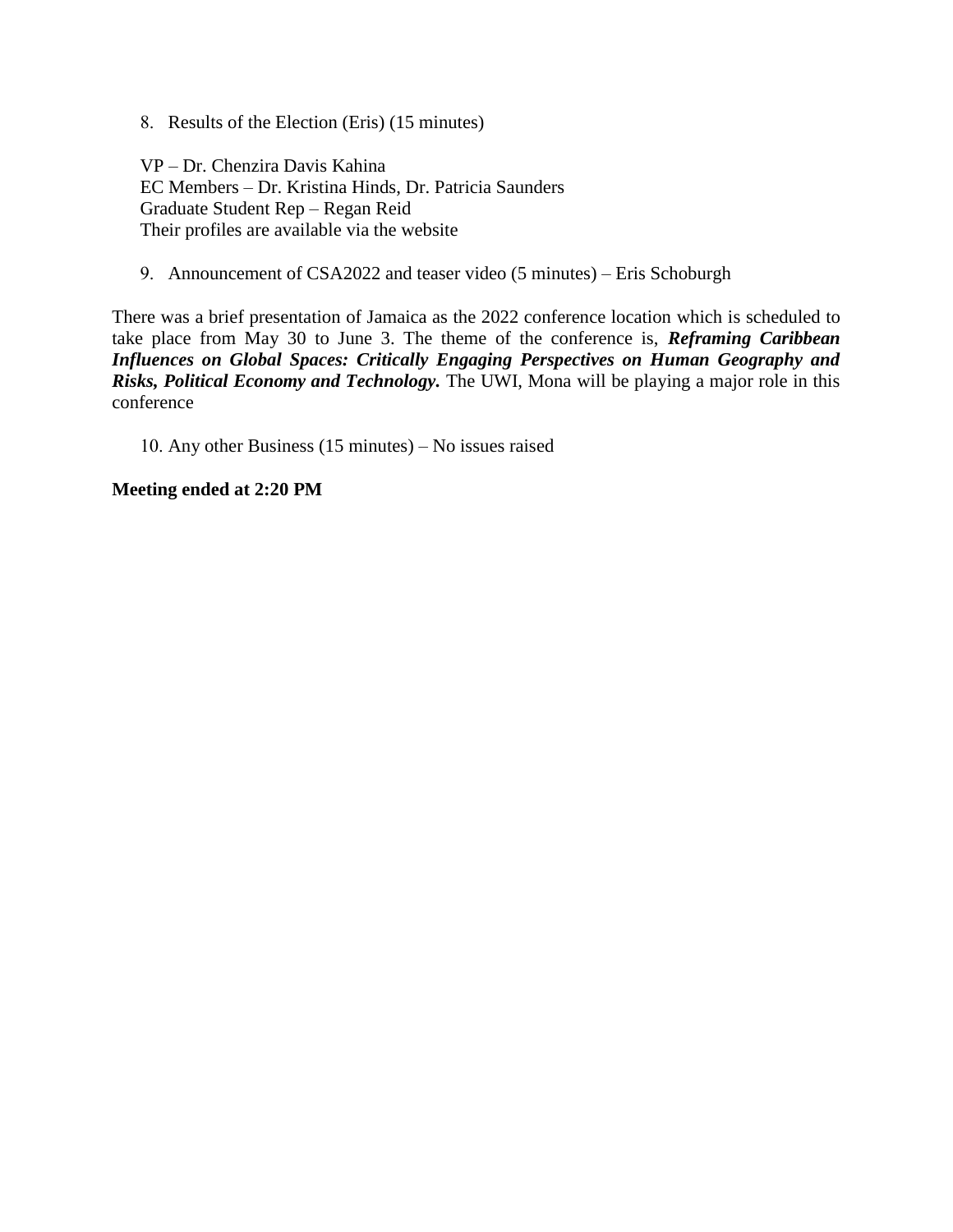8. Results of the Election (Eris) (15 minutes)

VP – Dr. Chenzira Davis Kahina
EC Members – Dr. Kristina Hinds, Dr. Patricia Saunders
Graduate Student Rep – Regan Reid
Their profiles are available via the website

9. Announcement of CSA2022 and teaser video (5 minutes) – Eris Schoburgh

There was a brief presentation of Jamaica as the 2022 conference location which is scheduled to take place from May 30 to June 3. The theme of the conference is, ***Reframing Caribbean Influences on Global Spaces: Critically Engaging Perspectives on Human Geography and Risks, Political Economy and Technology.*** The UWI, Mona will be playing a major role in this conference

10. Any other Business (15 minutes) – No issues raised

**Meeting ended at 2:20 PM**